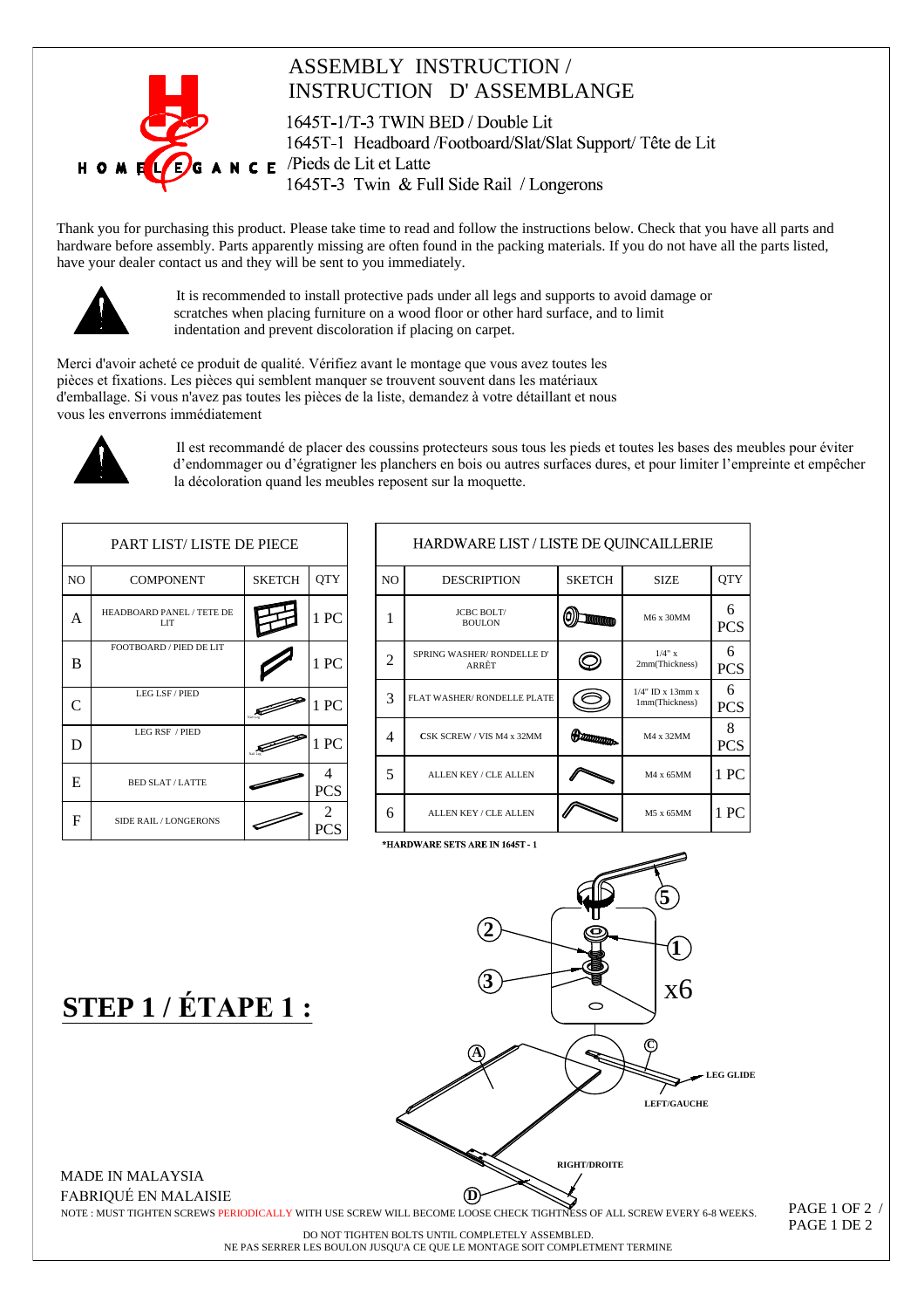# ASSEMBLY INSTRUCTION / INSTRUCTION D' ASSEMBLANGE

1645T-1/T-3 TWIN BED / Double Lit

1645T-1 Headboard /Footboard/Slat/Slat Support/ Tête de Lit /Pieds de Lit et Latte

1645T-3 Twin & Full Side Rail / Longerons

Thank you for purchasing this product. Please take time to read and follow the instructions below. Check that you have all parts and hardware before assembly. Parts apparently missing are often found in the packing materials. If you do not have all the parts listed, have your dealer contact us and they will be sent to you immediately.

It is recommended to install protective pads under all legs and supports to avoid damage or scratches when placing furniture on a wood floor or other hard surface, and to limit indentation and prevent discoloration if placing on carpet.

Merci d'avoir acheté ce produit de qualité. Vérifiez avant le montage que vous avez toutes les pièces et fixations. Les pièces qui semblent manquer se trouvent souvent dans les matériaux d'emballage. Si vous n'avez pas toutes les pièces de la liste, demandez à votre détaillant et nous vous les enverrons immédiatement

Il est recommandé de placer des coussins protecteurs sous tous les pieds et toutes les bases des meubles pour éviter d'endommager ou d'égratigner les planchers en bois ou autres surfaces dures, et pour limiter l'empreinte et empêcher la décoloration quand les meubles reposent sur la moquette.

**PART LIST/ LISTE DE PIECE**

| NO | COMPONENT | SKETCH | QTY |
|---|---|---|---|
| A | HEADBOARD PANEL / TETE DE LIT | | 1 PC |
| B | FOOTBOARD / PIED DE LIT | | 1 PC |
| C | LEG LSF / PIED | | 1 PC |
| D | LEG RSF / PIED | | 1 PC |
| E | BED SLAT / LATTE | | 4 PCS |
| F | SIDE RAIL / LONGERONS | | 2 PCS |

**HARDWARE LIST / LISTE DE QUINCAILLERIE**

| NO | DESCRIPTION | SKETCH | SIZE | QTY |
|---|---|---|---|---|
| 1 | JCBC BOLT/ BOULON | | M6 x 30MM | 6 PCS |
| 2 | SPRING WASHER/ RONDELLE D' ARRÊT | | 1/4" x 2mm(Thickness) | 6 PCS |
| 3 | FLAT WASHER/ RONDELLE PLATE | | 1/4" ID x 13mm x 1mm(Thickness) | 6 PCS |
| 4 | CSK SCREW / VIS M4 x 32MM | | M4 x 32MM | 8 PCS |
| 5 | ALLEN KEY / CLE ALLEN | | M4 x 65MM | 1 PC |
| 6 | ALLEN KEY / CLE ALLEN | | M5 x 65MM | 1 PC |

*HARDWARE SETS ARE IN 1645T - 1

## STEP 1 / ÉTAPE 1 :

5, 2, 1, 3, x6

A, C, LEG GLIDE, LEFT/GAUCHE, RIGHT/DROITE, D

MADE IN MALAYSIA
FABRIQUÉ EN MALAISIE

NOTE : MUST TIGHTEN SCREWS PERIODICALLY WITH USE SCREW WILL BECOME LOOSE CHECK TIGHTNESS OF ALL SCREW EVERY 6-8 WEEKS.

DO NOT TIGHTEN BOLTS UNTIL COMPLETELY ASSEMBLED.
NE PAS SERRER LES BOULON JUSQU'A CE QUE LE MONTAGE SOIT COMPLETMENT TERMINE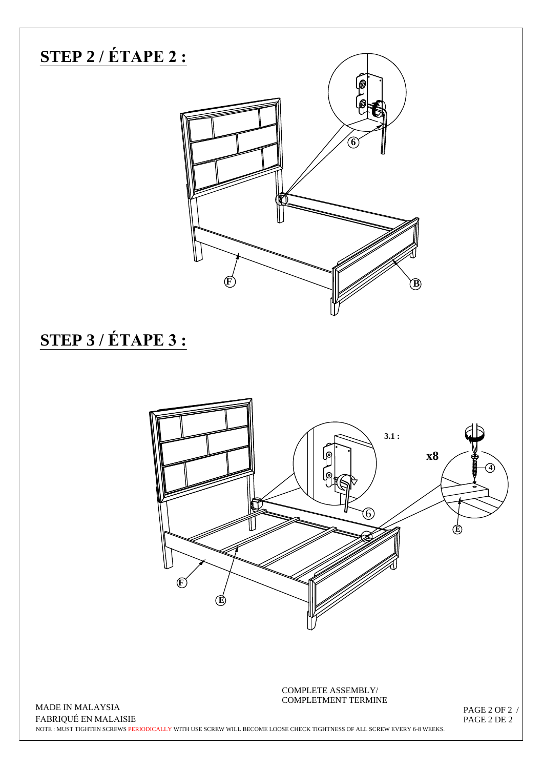## STEP 2 / ÉTAPE 2 :

6

F

B

## STEP 3 / ÉTAPE 3 :

3.1 :

x8

4

6

E

F

E

COMPLETE ASSEMBLY/
COMPLETMENT TERMINE

MADE IN MALAYSIA
FABRIQUÉ EN MALAISIE

NOTE : MUST TIGHTEN SCREWS PERIODICALLY WITH USE SCREW WILL BECOME LOOSE CHECK TIGHTNESS OF ALL SCREW EVERY 6-8 WEEKS.